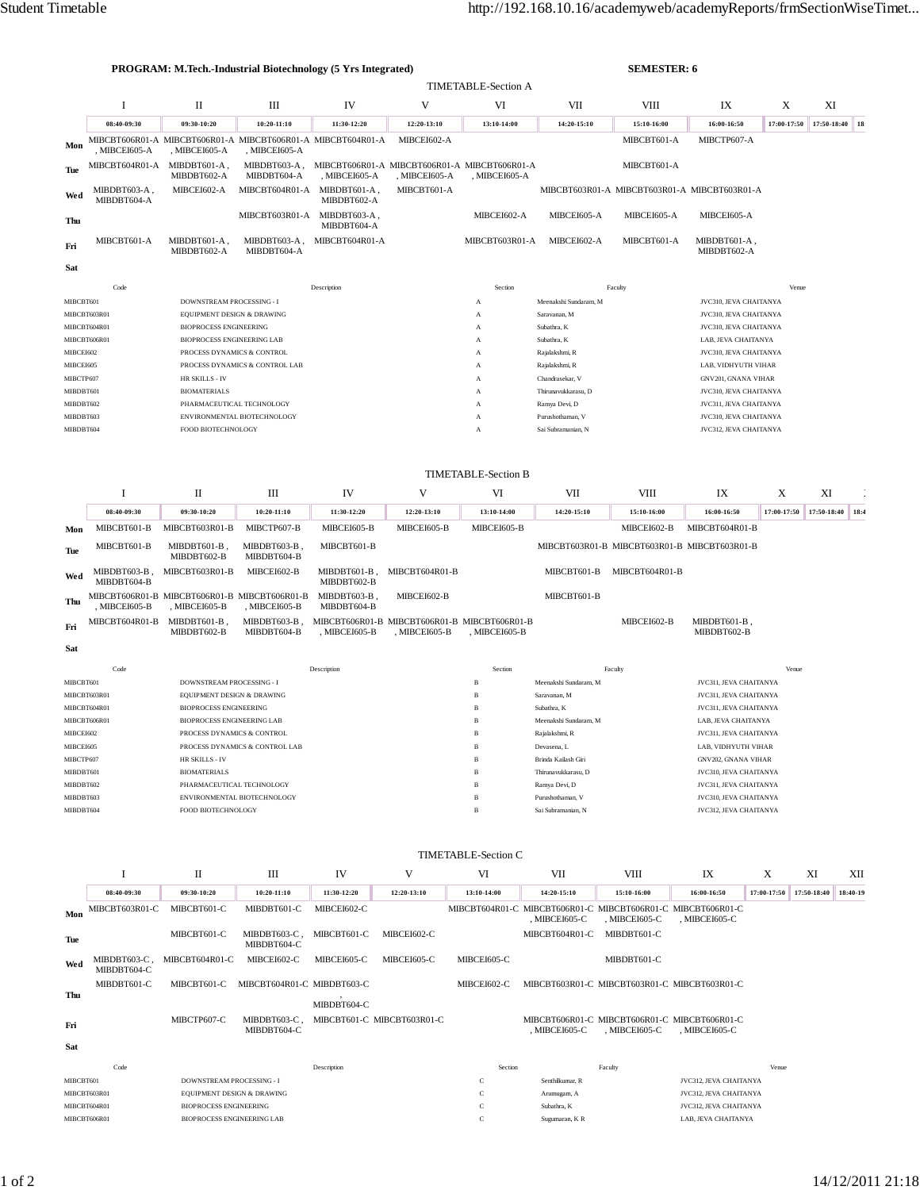**PROGRAM: M.Tech.-Industrial Biotechnology (5 Yrs Integrated)** **SEMESTER: 6**

## TIMETABLE-Section A

| | I | II | III | IV | V | VI | VII | VIII | IX | X | XI |
|---|---|---|---|---|---|---|---|---|---|---|---|
| | 08:40-09:30 | 09:30-10:20 | 10:20-11:10 | 11:30-12:20 | 12:20-13:10 | 13:10-14:00 | 14:20-15:10 | 15:10-16:00 | 16:00-16:50 | 17:00-17:50 | 17:50-18:40 |
| Mon | MIBCBT606R01-A , MIBCEI605-A | MIBCBT606R01-A , MIBCEI605-A | MIBCBT606R01-A , MIBCEI605-A | MIBCBT604R01-A | MIBCEI602-A | | | MIBCBT601-A | MIBCTP607-A | | |
| Tue | MIBCBT604R01-A | MIBDBT601-A , MIBDBT602-A | MIBDBT603-A , MIBDBT604-A | MIBCBT606R01-A , MIBCEI605-A | MIBCBT606R01-A , MIBCEI605-A | MIBCBT606R01-A , MIBCEI605-A | | MIBCBT601-A | | | |
| Wed | MIBDBT603-A , MIBDBT604-A | MIBCEI602-A | MIBCBT604R01-A | MIBDBT601-A , MIBDBT602-A | MIBCBT601-A | | MIBCBT603R01-A | MIBCBT603R01-A | MIBCBT603R01-A | | |
| Thu | | | MIBCBT603R01-A | MIBDBT603-A , MIBDBT604-A | | MIBCEI602-A | MIBCEI605-A | MIBCEI605-A | MIBCEI605-A | | |
| Fri | MIBCBT601-A | MIBDBT601-A , MIBDBT602-A | MIBDBT603-A , MIBDBT604-A | MIBCBT604R01-A | | MIBCBT603R01-A | MIBCEI602-A | MIBCBT601-A | MIBDBT601-A , MIBDBT602-A | | |
| Sat | | | | | | | | | | | |

| Code | Description | Section | Faculty | Venue |
|---|---|---|---|---|
| MIBCBT601 | DOWNSTREAM PROCESSING - I | A | Meenakshi Sundaram, M | JVC310, JEVA CHAITANYA |
| MIBCBT603R01 | EQUIPMENT DESIGN & DRAWING | A | Saravanan, M | JVC310, JEVA CHAITANYA |
| MIBCBT604R01 | BIOPROCESS ENGINEERING | A | Subathra, K | JVC310, JEVA CHAITANYA |
| MIBCBT606R01 | BIOPROCESS ENGINEERING LAB | A | Subathra, K | LAB, JEVA CHAITANYA |
| MIBCEI602 | PROCESS DYNAMICS & CONTROL | A | Rajalakshmi, R | JVC310, JEVA CHAITANYA |
| MIBCEI605 | PROCESS DYNAMICS & CONTROL LAB | A | Rajalakshmi, R | LAB, VIDHYUTH VIHAR |
| MIBCTP607 | HR SKILLS - IV | A | Chandrasekar, V | GNV201, GNANA VIHAR |
| MIBDBT601 | BIOMATERIALS | A | Thirunavukkarasu, D | JVC310, JEVA CHAITANYA |
| MIBDBT602 | PHARMACEUTICAL TECHNOLOGY | A | Ramya Devi, D | JVC311, JEVA CHAITANYA |
| MIBDBT603 | ENVIRONMENTAL BIOTECHNOLOGY | A | Purushothaman, V | JVC310, JEVA CHAITANYA |
| MIBDBT604 | FOOD BIOTECHNOLOGY | A | Sai Subramanian, N | JVC312, JEVA CHAITANYA |

## TIMETABLE-Section B

| | I | II | III | IV | V | VI | VII | VIII | IX | X | XI |
|---|---|---|---|---|---|---|---|---|---|---|---|
| | 08:40-09:30 | 09:30-10:20 | 10:20-11:10 | 11:30-12:20 | 12:20-13:10 | 13:10-14:00 | 14:20-15:10 | 15:10-16:00 | 16:00-16:50 | 17:00-17:50 | 17:50-18:40 |
| Mon | MIBCBT601-B | MIBCBT603R01-B | MIBCTP607-B | MIBCEI605-B | MIBCEI605-B | MIBCEI605-B | | MIBCEI602-B | MIBCBT604R01-B | | |
| Tue | MIBCBT601-B | MIBDBT601-B , MIBDBT602-B | MIBDBT603-B , MIBDBT604-B | MIBCBT601-B | | | MIBCBT603R01-B | MIBCBT603R01-B | MIBCBT603R01-B | | |
| Wed | MIBDBT603-B , MIBDBT604-B | MIBCBT603R01-B | MIBCEI602-B | MIBDBT601-B , MIBDBT602-B | MIBCBT604R01-B | | MIBCBT601-B | MIBCBT604R01-B | | | |
| Thu | MIBCBT606R01-B , MIBCEI605-B | MIBCBT606R01-B , MIBCEI605-B | MIBCBT606R01-B , MIBCEI605-B | MIBDBT603-B , MIBDBT604-B | MIBCEI602-B | | MIBCBT601-B | | | | |
| Fri | MIBCBT604R01-B | MIBDBT601-B , MIBDBT602-B | MIBDBT603-B , MIBDBT604-B | MIBCBT606R01-B , MIBCEI605-B | MIBCBT606R01-B , MIBCEI605-B | MIBCBT606R01-B , MIBCEI605-B | | MIBCEI602-B | MIBDBT601-B , MIBDBT602-B | | |
| Sat | | | | | | | | | | | |

| Code | Description | Section | Faculty | Venue |
|---|---|---|---|---|
| MIBCBT601 | DOWNSTREAM PROCESSING - I | B | Meenakshi Sundaram, M | JVC311, JEVA CHAITANYA |
| MIBCBT603R01 | EQUIPMENT DESIGN & DRAWING | B | Saravanan, M | JVC311, JEVA CHAITANYA |
| MIBCBT604R01 | BIOPROCESS ENGINEERING | B | Subathra, K | JVC311, JEVA CHAITANYA |
| MIBCBT606R01 | BIOPROCESS ENGINEERING LAB | B | Meenakshi Sundaram, M | LAB, JEVA CHAITANYA |
| MIBCEI602 | PROCESS DYNAMICS & CONTROL | B | Rajalakshmi, R | JVC311, JEVA CHAITANYA |
| MIBCEI605 | PROCESS DYNAMICS & CONTROL LAB | B | Devasena, L | LAB, VIDHYUTH VIHAR |
| MIBCTP607 | HR SKILLS - IV | B | Brinda Kailash Giri | GNV202, GNANA VIHAR |
| MIBDBT601 | BIOMATERIALS | B | Thirunavukkarasu, D | JVC310, JEVA CHAITANYA |
| MIBDBT602 | PHARMACEUTICAL TECHNOLOGY | B | Ramya Devi, D | JVC311, JEVA CHAITANYA |
| MIBDBT603 | ENVIRONMENTAL BIOTECHNOLOGY | B | Purushothaman, V | JVC310, JEVA CHAITANYA |
| MIBDBT604 | FOOD BIOTECHNOLOGY | B | Sai Subramanian, N | JVC312, JEVA CHAITANYA |

## TIMETABLE-Section C

| | I | II | III | IV | V | VI | VII | VIII | IX | X | XI | XII |
|---|---|---|---|---|---|---|---|---|---|---|---|---|
| | 08:40-09:30 | 09:30-10:20 | 10:20-11:10 | 11:30-12:20 | 12:20-13:10 | 13:10-14:00 | 14:20-15:10 | 15:10-16:00 | 16:00-16:50 | 17:00-17:50 | 17:50-18:40 | 18:40-19 |
| Mon | MIBCBT603R01-C | MIBCBT601-C | MIBDBT601-C | MIBCEI602-C | | MIBCBT604R01-C | MIBCBT606R01-C , MIBCEI605-C | MIBCBT606R01-C , MIBCEI605-C | MIBCBT606R01-C , MIBCEI605-C | | | |
| Tue | | MIBCBT601-C | MIBDBT603-C , MIBDBT604-C | MIBCBT601-C | MIBCEI602-C | | MIBCBT604R01-C | MIBDBT601-C | | | | |
| Wed | MIBDBT603-C , MIBDBT604-C | MIBCBT604R01-C | MIBCEI602-C | MIBCEI605-C | MIBCEI605-C | MIBCEI605-C | | MIBDBT601-C | | | | |
| Thu | MIBDBT601-C | MIBCBT601-C | MIBCBT604R01-C | MIBDBT603-C , MIBDBT604-C | | MIBCEI602-C | MIBCBT603R01-C | MIBCBT603R01-C | MIBCBT603R01-C | | | |
| Fri | | MIBCTP607-C | MIBDBT603-C , MIBDBT604-C | MIBCBT601-C | MIBCBT603R01-C | | MIBCBT606R01-C , MIBCEI605-C | MIBCBT606R01-C , MIBCEI605-C | MIBCBT606R01-C , MIBCEI605-C | | | |
| Sat | | | | | | | | | | | | |

| Code | Description | Section | Faculty | Venue |
|---|---|---|---|---|
| MIBCBT601 | DOWNSTREAM PROCESSING - I | C | Senthilkumar, R | JVC312, JEVA CHAITANYA |
| MIBCBT603R01 | EQUIPMENT DESIGN & DRAWING | C | Arumugam, A | JVC312, JEVA CHAITANYA |
| MIBCBT604R01 | BIOPROCESS ENGINEERING | C | Subathra, K | JVC312, JEVA CHAITANYA |
| MIBCBT606R01 | BIOPROCESS ENGINEERING LAB | C | Sugumaran, K R | LAB, JEVA CHAITANYA |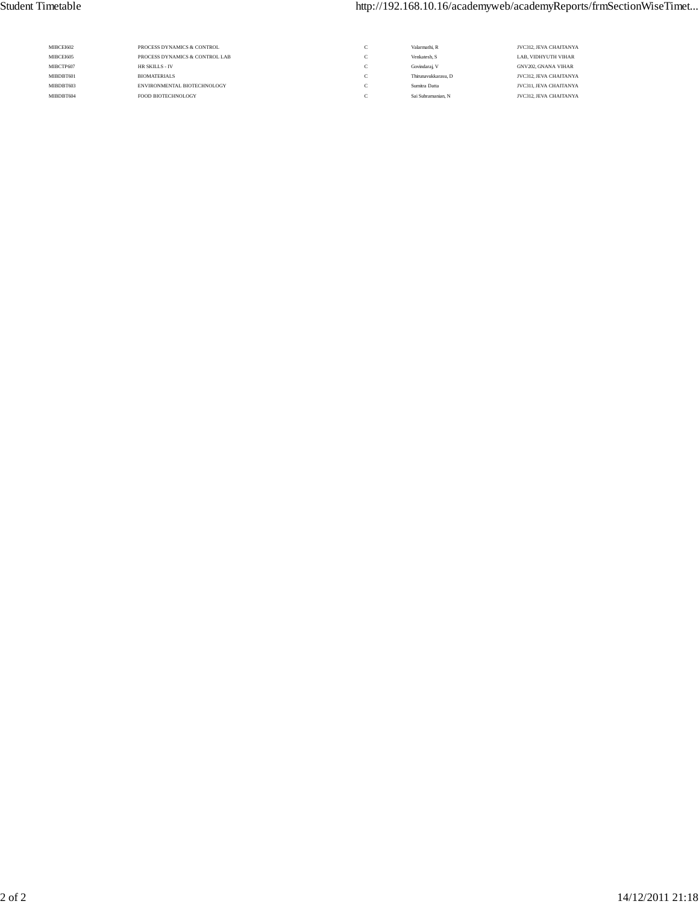| | | | | |
|---|---|---|---|---|
| MIBCEI602 | PROCESS DYNAMICS & CONTROL | C | Valarmathi, R | JVC312, JEVA CHAITANYA |
| MIBCEI605 | PROCESS DYNAMICS & CONTROL LAB | C | Venkatesh, S | LAB, VIDHYUTH VIHAR |
| MIBCTP607 | HR SKILLS - IV | C | Govindaraj, V | GNV202, GNANA VIHAR |
| MIBDBT601 | BIOMATERIALS | C | Thirunavukkarasu, D | JVC312, JEVA CHAITANYA |
| MIBDBT603 | ENVIRONMENTAL BIOTECHNOLOGY | C | Sumitra Datta | JVC311, JEVA CHAITANYA |
| MIBDBT604 | FOOD BIOTECHNOLOGY | C | Sai Subramanian, N | JVC312, JEVA CHAITANYA |